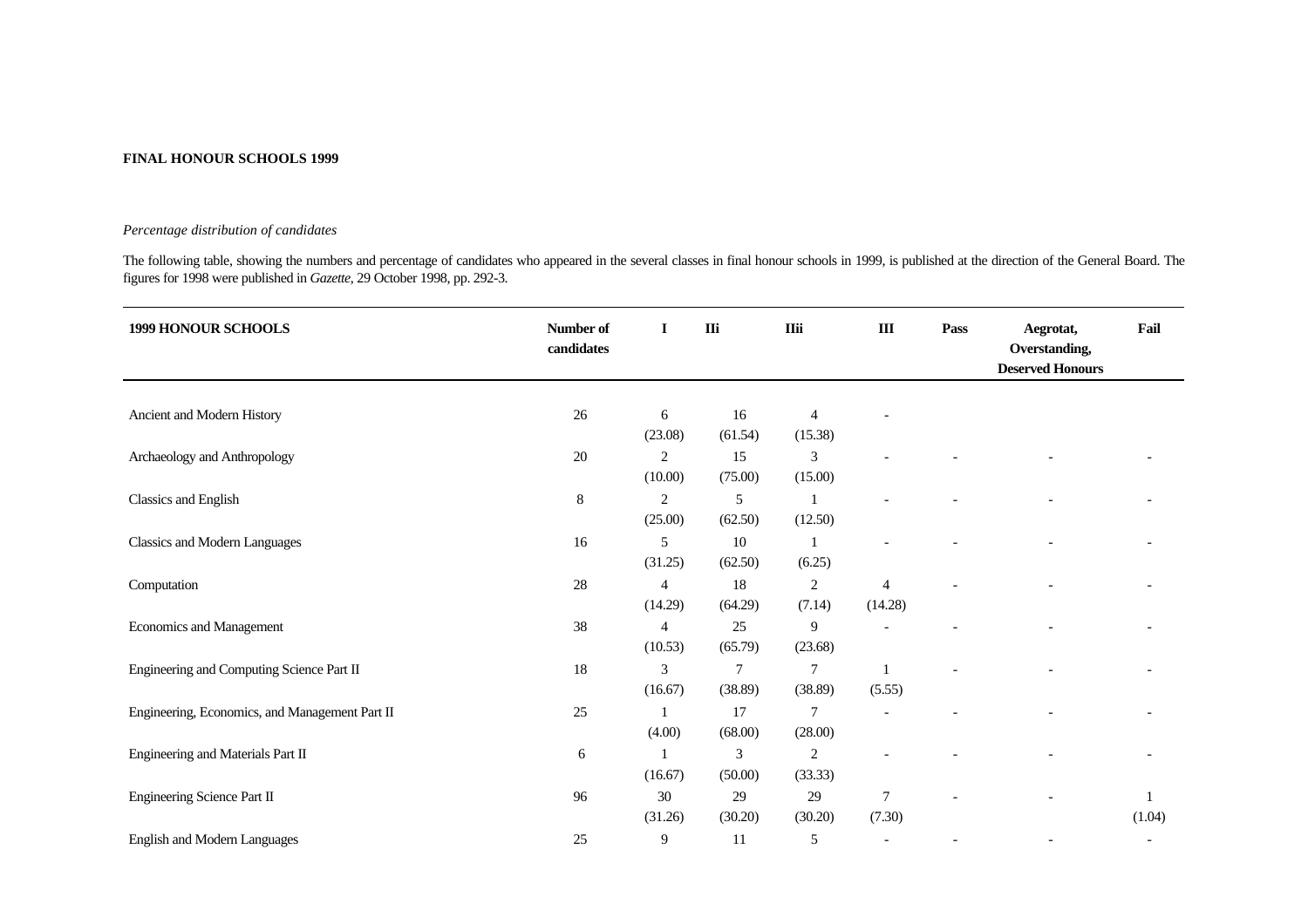**FINAL HONOUR SCHOOLS 1999**

*Percentage distribution of candidates*

The following table, showing the numbers and percentage of candidates who appeared in the several classes in final honour schools in 1999, is published at the direction of the General Board. The figures for 1998 were published in *Gazette*, 29 October 1998, pp. 292-3.

| 1999 HONOUR SCHOOLS | Number of candidates | I | IIi | IIii | III | Pass | Aegrotat, Overstanding, Deserved Honours | Fail |
|---|---|---|---|---|---|---|---|---|
| Ancient and Modern History | 26 | 6 (23.08) | 16 (61.54) | 4 (15.38) | - | | | |
| Archaeology and Anthropology | 20 | 2 (10.00) | 15 (75.00) | 3 (15.00) | - | - | - | - |
| Classics and English | 8 | 2 (25.00) | 5 (62.50) | 1 (12.50) | - | - | - | - |
| Classics and Modern Languages | 16 | 5 (31.25) | 10 (62.50) | 1 (6.25) | - | - | - | - |
| Computation | 28 | 4 (14.29) | 18 (64.29) | 2 (7.14) | 4 (14.28) | - | - | - |
| Economics and Management | 38 | 4 (10.53) | 25 (65.79) | 9 (23.68) | - | - | - | - |
| Engineering and Computing Science Part II | 18 | 3 (16.67) | 7 (38.89) | 7 (38.89) | 1 (5.55) | - | - | - |
| Engineering, Economics, and Management Part II | 25 | 1 (4.00) | 17 (68.00) | 7 (28.00) | - | - | - | - |
| Engineering and Materials Part II | 6 | 1 (16.67) | 3 (50.00) | 2 (33.33) | - | - | - | - |
| Engineering Science Part II | 96 | 30 (31.26) | 29 (30.20) | 29 (30.20) | 7 (7.30) | - | - | 1 (1.04) |
| English and Modern Languages | 25 | 9 | 11 | 5 | - | - | - | - |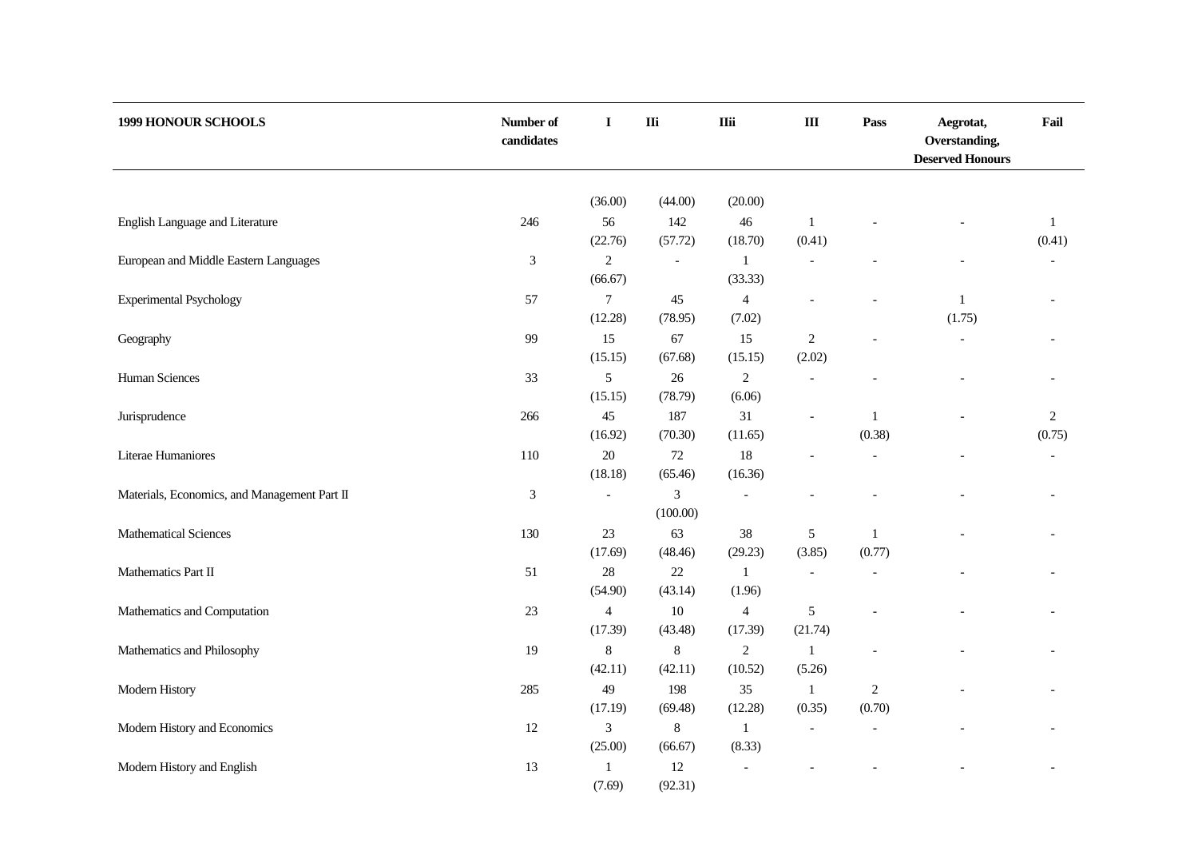| 1999 HONOUR SCHOOLS | Number of candidates | I | IIi | IIii | III | Pass | Aegrotat, Overstanding, Deserved Honours | Fail |
|---|---|---|---|---|---|---|---|---|
| | | (36.00) | (44.00) | (20.00) | | | | |
| English Language and Literature | 246 | 56 | 142 | 46 | 1 | - | - | 1 |
| | | (22.76) | (57.72) | (18.70) | (0.41) | | | (0.41) |
| European and Middle Eastern Languages | 3 | 2 | - | 1 | - | - | - | - |
| | | (66.67) | | (33.33) | | | | |
| Experimental Psychology | 57 | 7 | 45 | 4 | - | - | 1 | - |
| | | (12.28) | (78.95) | (7.02) | | | (1.75) | |
| Geography | 99 | 15 | 67 | 15 | 2 | - | - | - |
| | | (15.15) | (67.68) | (15.15) | (2.02) | | | |
| Human Sciences | 33 | 5 | 26 | 2 | - | - | - | - |
| | | (15.15) | (78.79) | (6.06) | | | | |
| Jurisprudence | 266 | 45 | 187 | 31 | - | 1 | - | 2 |
| | | (16.92) | (70.30) | (11.65) | | (0.38) | | (0.75) |
| Literae Humaniores | 110 | 20 | 72 | 18 | - | - | - | - |
| | | (18.18) | (65.46) | (16.36) | | | | |
| Materials, Economics, and Management Part II | 3 | - | 3 | - | - | - | - | - |
| | | | (100.00) | | | | | |
| Mathematical Sciences | 130 | 23 | 63 | 38 | 5 | 1 | - | - |
| | | (17.69) | (48.46) | (29.23) | (3.85) | (0.77) | | |
| Mathematics Part II | 51 | 28 | 22 | 1 | - | - | - | - |
| | | (54.90) | (43.14) | (1.96) | | | | |
| Mathematics and Computation | 23 | 4 | 10 | 4 | 5 | - | - | - |
| | | (17.39) | (43.48) | (17.39) | (21.74) | | | |
| Mathematics and Philosophy | 19 | 8 | 8 | 2 | 1 | - | - | - |
| | | (42.11) | (42.11) | (10.52) | (5.26) | | | |
| Modern History | 285 | 49 | 198 | 35 | 1 | 2 | - | - |
| | | (17.19) | (69.48) | (12.28) | (0.35) | (0.70) | | |
| Modern History and Economics | 12 | 3 | 8 | 1 | - | - | - | - |
| | | (25.00) | (66.67) | (8.33) | | | | |
| Modern History and English | 13 | 1 | 12 | - | - | - | - | - |
| | | (7.69) | (92.31) | | | | | |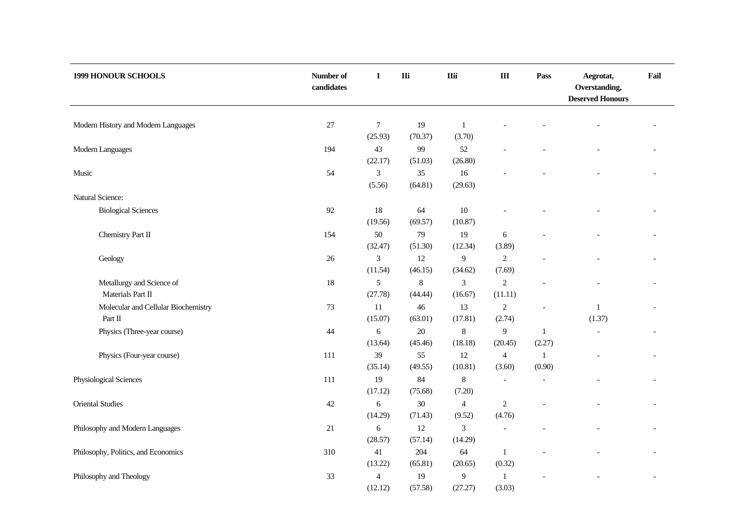| 1999 HONOUR SCHOOLS | Number of candidates | I | IIi | IIii | III | Pass | Aegrotat, Overstanding, Deserved Honours | Fail |
|---|---|---|---|---|---|---|---|---|
| Modern History and Modern Languages | 27 | 7 (25.93) | 19 (70.37) | 1 (3.70) | - | - | - | - |
| Modern Languages | 194 | 43 (22.17) | 99 (51.03) | 52 (26.80) | - | - | - | - |
| Music | 54 | 3 (5.56) | 35 (64.81) | 16 (29.63) | - | - | - | - |
| Natural Science: | | | | | | | | |
| Biological Sciences | 92 | 18 (19.56) | 64 (69.57) | 10 (10.87) | - | - | - | - |
| Chemistry Part II | 154 | 50 (32.47) | 79 (51.30) | 19 (12.34) | 6 (3.89) | - | - | - |
| Geology | 26 | 3 (11.54) | 12 (46.15) | 9 (34.62) | 2 (7.69) | - | - | - |
| Metallurgy and Science of Materials Part II | 18 | 5 (27.78) | 8 (44.44) | 3 (16.67) | 2 (11.11) | - | - | - |
| Molecular and Cellular Biochemistry Part II | 73 | 11 (15.07) | 46 (63.01) | 13 (17.81) | 2 (2.74) | - | 1 (1.37) | - |
| Physics (Three-year course) | 44 | 6 (13.64) | 20 (45.46) | 8 (18.18) | 9 (20.45) | 1 (2.27) | - | - |
| Physics (Four-year course) | 111 | 39 (35.14) | 55 (49.55) | 12 (10.81) | 4 (3.60) | 1 (0.90) | - | - |
| Physiological Sciences | 111 | 19 (17.12) | 84 (75.68) | 8 (7.20) | - | - | - | - |
| Oriental Studies | 42 | 6 (14.29) | 30 (71.43) | 4 (9.52) | 2 (4.76) | - | - | - |
| Philosophy and Modern Languages | 21 | 6 (28.57) | 12 (57.14) | 3 (14.29) | - | - | - | - |
| Philosophy, Politics, and Economics | 310 | 41 (13.22) | 204 (65.81) | 64 (20.65) | 1 (0.32) | - | - | - |
| Philosophy and Theology | 33 | 4 (12.12) | 19 (57.58) | 9 (27.27) | 1 (3.03) | - | - | - |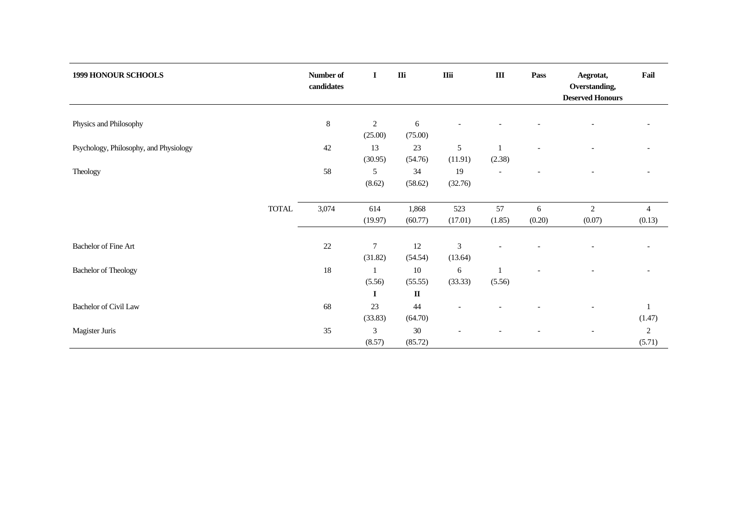| 1999 HONOUR SCHOOLS | Number of candidates | I | IIi | IIii | III | Pass | Aegrotat, Overstanding, Deserved Honours | Fail |
|---|---|---|---|---|---|---|---|---|
| Physics and Philosophy | 8 | 2 (25.00) | 6 (75.00) | - | - | - | - | - |
| Psychology, Philosophy, and Physiology | 42 | 13 (30.95) | 23 (54.76) | 5 (11.91) | 1 (2.38) | - | - | - |
| Theology | 58 | 5 (8.62) | 34 (58.62) | 19 (32.76) | - | - | - | - |
| TOTAL | 3,074 | 614 (19.97) | 1,868 (60.77) | 523 (17.01) | 57 (1.85) | 6 (0.20) | 2 (0.07) | 4 (0.13) |
| Bachelor of Fine Art | 22 | 7 (31.82) | 12 (54.54) | 3 (13.64) | - | - | - | - |
| Bachelor of Theology | 18 | 1 (5.56) | 10 (55.55) | 6 (33.33) | 1 (5.56) | - | - | - |
| | | I | II | | | | | |
| Bachelor of Civil Law | 68 | 23 (33.83) | 44 (64.70) | - | - | - | - | 1 (1.47) |
| Magister Juris | 35 | 3 (8.57) | 30 (85.72) | - | - | - | - | 2 (5.71) |